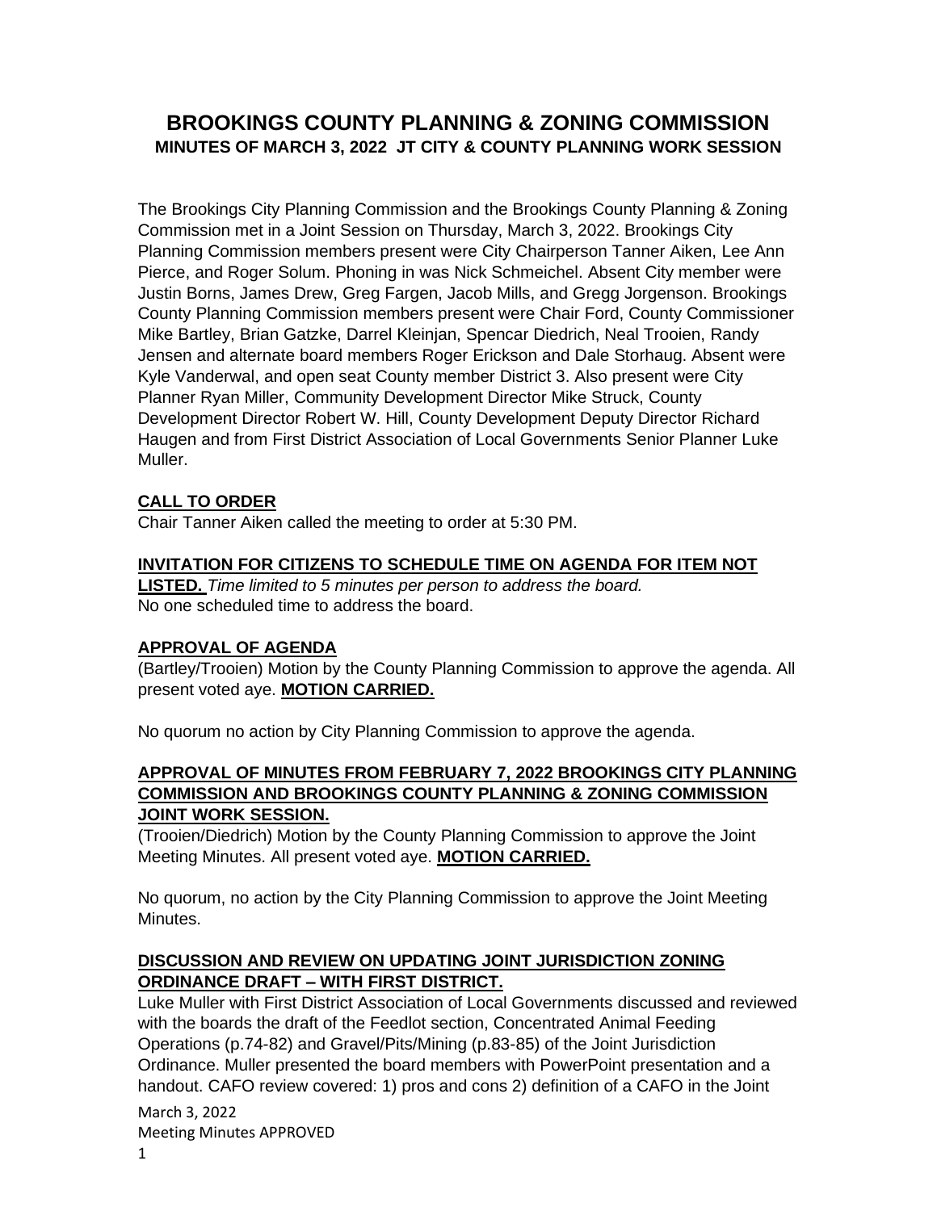# BROOKINGS COUNTY PLANNING & ZONING COMMISSION

## MINUTES OF MARCH 3, 2022 JT CITY & COUNTY PLANNING WORK SESSION

The Brookings City Planning Commission and the Brookings County Planning & Zoning Commission met in a Joint Session on Thursday, March 3, 2022. Brookings City Planning Commission members present were City Chairperson Tanner Aiken, Lee Ann Pierce, and Roger Solum. Phoning in was Nick Schmeichel. Absent City member were Justin Borns, James Drew, Greg Fargen, Jacob Mills, and Gregg Jorgenson. Brookings County Planning Commission members present were Chair Ford, County Commissioner Mike Bartley, Brian Gatzke, Darrel Kleinjan, Spencar Diedrich, Neal Trooien, Randy Jensen and alternate board members Roger Erickson and Dale Storhaug. Absent were Kyle Vanderwal, and open seat County member District 3. Also present were City Planner Ryan Miller, Community Development Director Mike Struck, County Development Director Robert W. Hill, County Development Deputy Director Richard Haugen and from First District Association of Local Governments Senior Planner Luke Muller.

**CALL TO ORDER**

Chair Tanner Aiken called the meeting to order at 5:30 PM.

**INVITATION FOR CITIZENS TO SCHEDULE TIME ON AGENDA FOR ITEM NOT LISTED.** *Time limited to 5 minutes per person to address the board.*
No one scheduled time to address the board.

**APPROVAL OF AGENDA**

(Bartley/Trooien) Motion by the County Planning Commission to approve the agenda. All present voted aye. **MOTION CARRIED.**

No quorum no action by City Planning Commission to approve the agenda.

**APPROVAL OF MINUTES FROM FEBRUARY 7, 2022 BROOKINGS CITY PLANNING COMMISSION AND BROOKINGS COUNTY PLANNING & ZONING COMMISSION JOINT WORK SESSION.**

(Trooien/Diedrich) Motion by the County Planning Commission to approve the Joint Meeting Minutes. All present voted aye. **MOTION CARRIED.**

No quorum, no action by the City Planning Commission to approve the Joint Meeting Minutes.

**DISCUSSION AND REVIEW ON UPDATING JOINT JURISDICTION ZONING ORDINANCE DRAFT – WITH FIRST DISTRICT.**

Luke Muller with First District Association of Local Governments discussed and reviewed with the boards the draft of the Feedlot section, Concentrated Animal Feeding Operations (p.74-82) and Gravel/Pits/Mining (p.83-85) of the Joint Jurisdiction Ordinance. Muller presented the board members with PowerPoint presentation and a handout. CAFO review covered: 1) pros and cons 2) definition of a CAFO in the Joint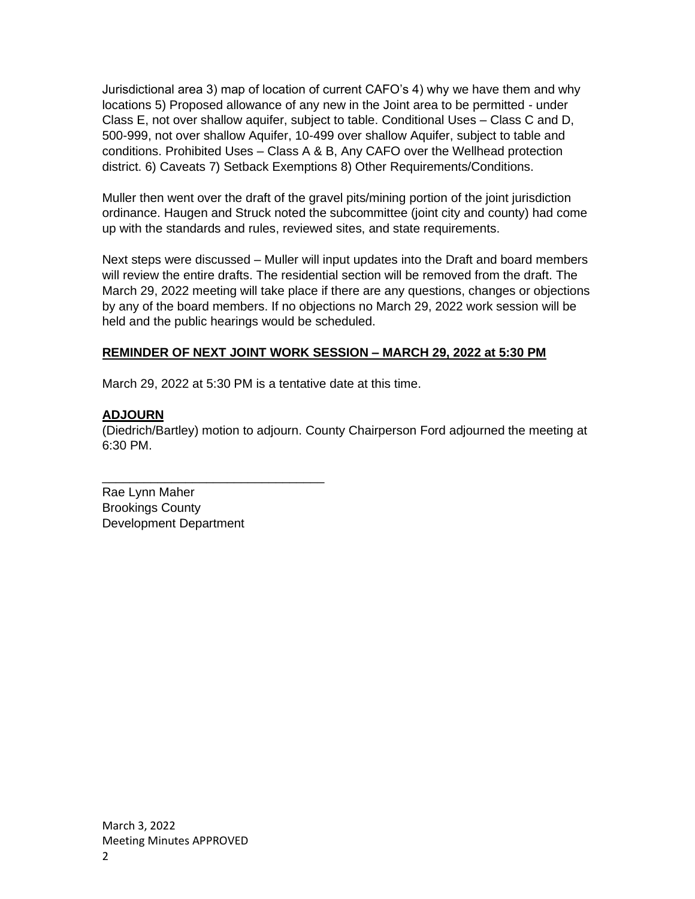Jurisdictional area 3) map of location of current CAFO's 4) why we have them and why locations 5) Proposed allowance of any new in the Joint area to be permitted - under Class E, not over shallow aquifer, subject to table. Conditional Uses – Class C and D, 500-999, not over shallow Aquifer, 10-499 over shallow Aquifer, subject to table and conditions. Prohibited Uses – Class A & B, Any CAFO over the Wellhead protection district. 6) Caveats 7) Setback Exemptions 8) Other Requirements/Conditions.

Muller then went over the draft of the gravel pits/mining portion of the joint jurisdiction ordinance. Haugen and Struck noted the subcommittee (joint city and county) had come up with the standards and rules, reviewed sites, and state requirements.

Next steps were discussed – Muller will input updates into the Draft and board members will review the entire drafts. The residential section will be removed from the draft. The March 29, 2022 meeting will take place if there are any questions, changes or objections by any of the board members. If no objections no March 29, 2022 work session will be held and the public hearings would be scheduled.

**REMINDER OF NEXT JOINT WORK SESSION – MARCH 29, 2022 at 5:30 PM**

March 29, 2022 at 5:30 PM is a tentative date at this time.

**ADJOURN**

(Diedrich/Bartley) motion to adjourn. County Chairperson Ford adjourned the meeting at 6:30 PM.

\_\_\_\_\_\_\_\_\_\_\_\_\_\_\_\_\_\_\_\_\_\_\_\_\_\_\_\_\_\_\_\_

Rae Lynn Maher
Brookings County
Development Department

March 3, 2022
Meeting Minutes APPROVED